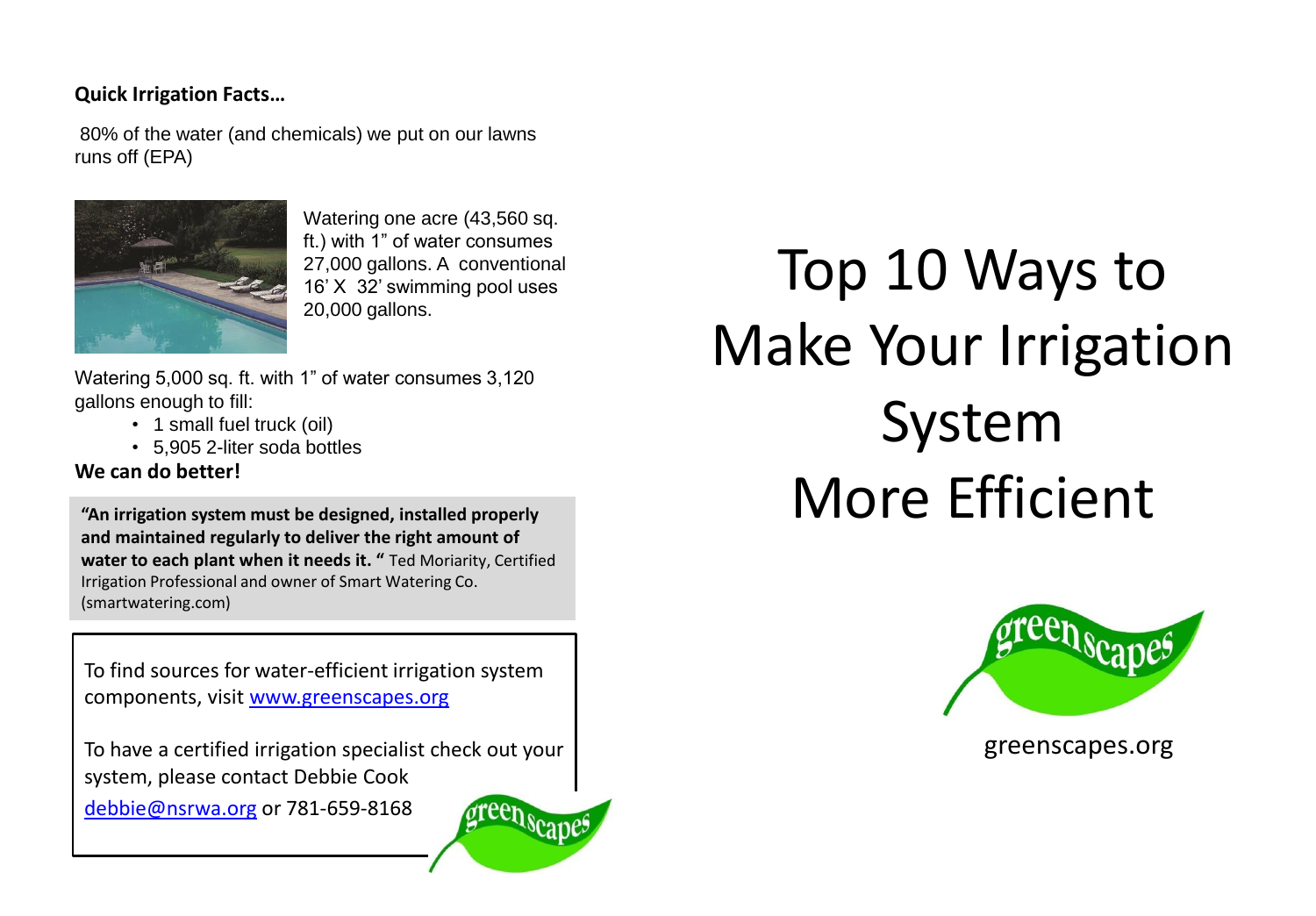**Quick Irrigation Facts…**

80% of the water (and chemicals) we put on our lawns runs off (EPA)

Watering one acre (43,560 sq. ft.) with 1" of water consumes 27,000 gallons. A conventional 16' X 32' swimming pool uses 20,000 gallons.

Watering 5,000 sq. ft. with 1" of water consumes 3,120 gallons enough to fill:

- 1 small fuel truck (oil)
- 5,905 2-liter soda bottles

**We can do better!**

**"An irrigation system must be designed, installed properly and maintained regularly to deliver the right amount of water to each plant when it needs it. "** Ted Moriarity, Certified Irrigation Professional and owner of Smart Watering Co. (smartwatering.com)

To find sources for water-efficient irrigation system components, visit www.greenscapes.org

To have a certified irrigation specialist check out your system, please contact Debbie Cook debbie@nsrwa.org or 781-659-8168

greenscapes

# Top 10 Ways to Make Your Irrigation System More Efficient

greenscapes

greenscapes.org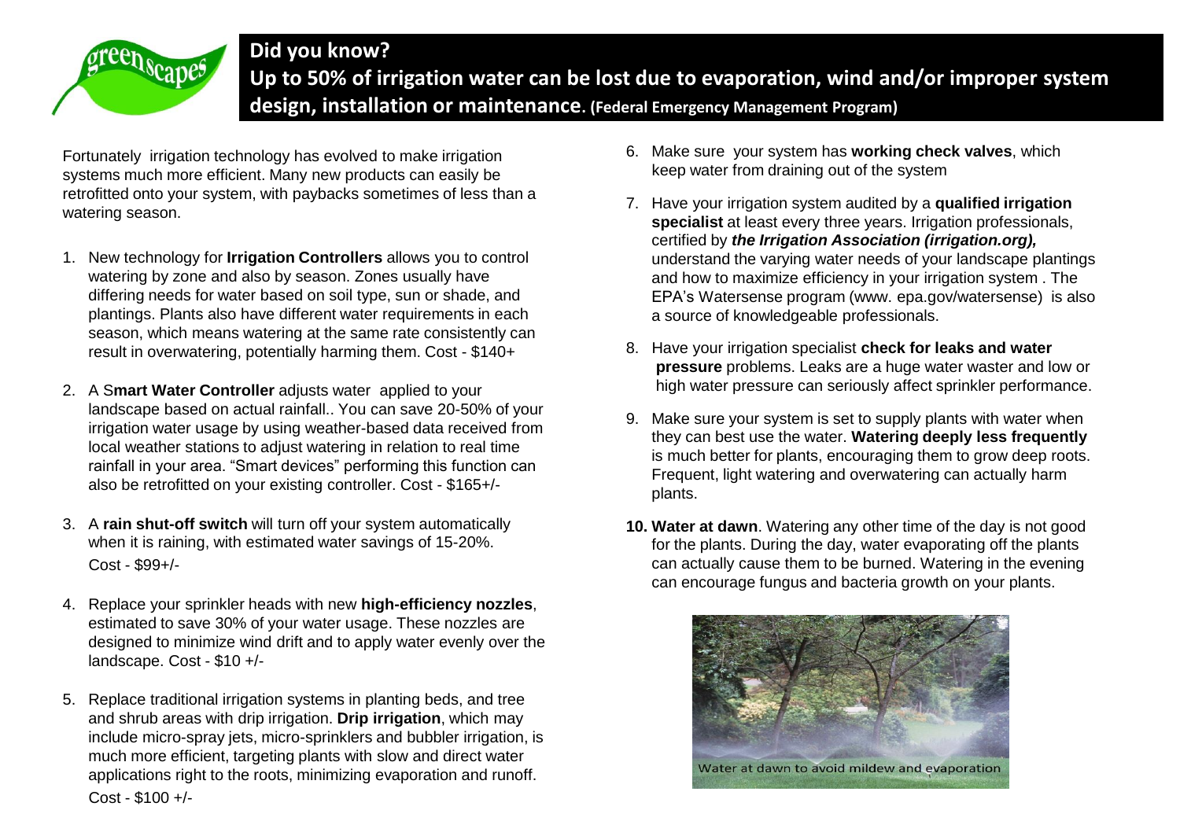**Did you know?**

**Up to 50% of irrigation water can be lost due to evaporation, wind and/or improper system design, installation or maintenance. (Federal Emergency Management Program)**

Fortunately irrigation technology has evolved to make irrigation systems much more efficient. Many new products can easily be retrofitted onto your system, with paybacks sometimes of less than a watering season.

1. New technology for **Irrigation Controllers** allows you to control watering by zone and also by season. Zones usually have differing needs for water based on soil type, sun or shade, and plantings. Plants also have different water requirements in each season, which means watering at the same rate consistently can result in overwatering, potentially harming them. Cost - $140+
2. A S**mart Water Controller** adjusts water applied to your landscape based on actual rainfall.. You can save 20-50% of your irrigation water usage by using weather-based data received from local weather stations to adjust watering in relation to real time rainfall in your area. "Smart devices" performing this function can also be retrofitted on your existing controller. Cost - $165+/-
3. A **rain shut-off switch** will turn off your system automatically when it is raining, with estimated water savings of 15-20%. Cost - $99+/-
4. Replace your sprinkler heads with new **high-efficiency nozzles**, estimated to save 30% of your water usage. These nozzles are designed to minimize wind drift and to apply water evenly over the landscape. Cost - $10 +/-
5. Replace traditional irrigation systems in planting beds, and tree and shrub areas with drip irrigation. **Drip irrigation**, which may include micro-spray jets, micro-sprinklers and bubbler irrigation, is much more efficient, targeting plants with slow and direct water applications right to the roots, minimizing evaporation and runoff. Cost - $100 +/-
6. Make sure your system has **working check valves**, which keep water from draining out of the system
7. Have your irrigation system audited by a **qualified irrigation specialist** at least every three years. Irrigation professionals, certified by ***the Irrigation Association (irrigation.org),*** understand the varying water needs of your landscape plantings and how to maximize efficiency in your irrigation system . The EPA's Watersense program (www. epa.gov/watersense) is also a source of knowledgeable professionals.
8. Have your irrigation specialist **check for leaks and water pressure** problems. Leaks are a huge water waster and low or high water pressure can seriously affect sprinkler performance.
9. Make sure your system is set to supply plants with water when they can best use the water. **Watering deeply less frequently** is much better for plants, encouraging them to grow deep roots. Frequent, light watering and overwatering can actually harm plants.
10. **Water at dawn**. Watering any other time of the day is not good for the plants. During the day, water evaporating off the plants can actually cause them to be burned. Watering in the evening can encourage fungus and bacteria growth on your plants.

Water at dawn to avoid mildew and evaporation